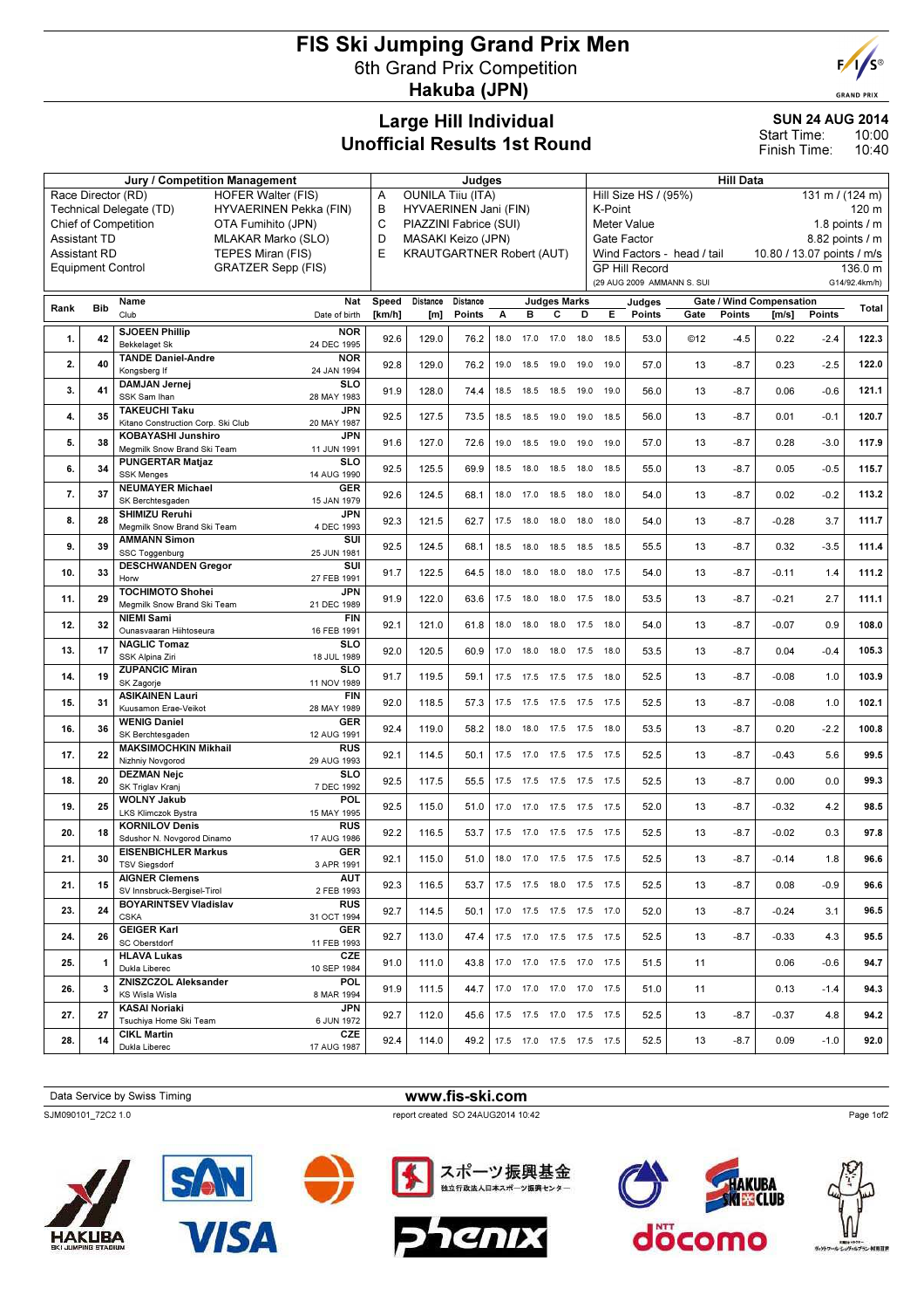# FIS Ski Jumping Grand Prix Men

## 6th Grand Prix Competition

## Hakuba (JPN)

## Large Hill Individual
## Unofficial Results 1st Round

**SUN 24 AUG 2014**
Start Time: 10:00
Finish Time: 10:40

| Jury / Competition Management | | Judges | | Hill Data | |
|---|---|---|---|---|---|
| Race Director (RD) | HOFER Walter (FIS) | A | OUNILA Tiiu (ITA) | Hill Size HS / (95%) | 131 m / (124 m) |
| Technical Delegate (TD) | HYVAERINEN Pekka (FIN) | B | HYVAERINEN Jani (FIN) | K-Point | 120 m |
| Chief of Competition | OTA Fumihito (JPN) | C | PIAZZINI Fabrice (SUI) | Meter Value | 1.8 points / m |
| Assistant TD | MLAKAR Marko (SLO) | D | MASAKI Keizo (JPN) | Gate Factor | 8.82 points / m |
| Assistant RD | TEPES Miran (FIS) | E | KRAUTGARTNER Robert (AUT) | Wind Factors - head / tail | 10.80 / 13.07 points / m/s |
| Equipment Control | GRATZER Sepp (FIS) | | | GP Hill Record | 136.0 m |
| | | | | (29 AUG 2009 AMMANN S. SUI | G14/92.4km/h) |

| Rank | Bib | Name / Club | Nat / Date of birth | Speed [km/h] | Distance [m] | Distance Points | A | B | C | D | E | Judges Points | Gate | Gate Points | Wind [m/s] | Wind Points | Total |
|---|---|---|---|---|---|---|---|---|---|---|---|---|---|---|---|---|---|
| 1. | 42 | SJOEEN Phillip / Bekkelaget Sk | NOR / 24 DEC 1995 | 92.6 | 129.0 | 76.2 | 18.0 | 17.0 | 17.0 | 18.0 | 18.5 | 53.0 | ©12 | -4.5 | 0.22 | -2.4 | 122.3 |
| 2. | 40 | TANDE Daniel-Andre / Kongsberg If | NOR / 24 JAN 1994 | 92.8 | 129.0 | 76.2 | 19.0 | 18.5 | 19.0 | 19.0 | 19.0 | 57.0 | 13 | -8.7 | 0.23 | -2.5 | 122.0 |
| 3. | 41 | DAMJAN Jernej / SSK Sam Ihan | SLO / 28 MAY 1983 | 91.9 | 128.0 | 74.4 | 18.5 | 18.5 | 18.5 | 19.0 | 19.0 | 56.0 | 13 | -8.7 | 0.06 | -0.6 | 121.1 |
| 4. | 35 | TAKEUCHI Taku / Kitano Construction Corp. Ski Club | JPN / 20 MAY 1987 | 92.5 | 127.5 | 73.5 | 18.5 | 18.5 | 19.0 | 19.0 | 18.5 | 56.0 | 13 | -8.7 | 0.01 | -0.1 | 120.7 |
| 5. | 38 | KOBAYASHI Junshiro / Megmilk Snow Brand Ski Team | JPN / 11 JUN 1991 | 91.6 | 127.0 | 72.6 | 19.0 | 18.5 | 19.0 | 19.0 | 19.0 | 57.0 | 13 | -8.7 | 0.28 | -3.0 | 117.9 |
| 6. | 34 | PUNGERTAR Matjaz / SSK Menges | SLO / 14 AUG 1990 | 92.5 | 125.5 | 69.9 | 18.5 | 18.0 | 18.5 | 18.0 | 18.5 | 55.0 | 13 | -8.7 | 0.05 | -0.5 | 115.7 |
| 7. | 37 | NEUMAYER Michael / SK Berchtesgaden | GER / 15 JAN 1979 | 92.6 | 124.5 | 68.1 | 18.0 | 17.0 | 18.5 | 18.0 | 18.0 | 54.0 | 13 | -8.7 | 0.02 | -0.2 | 113.2 |
| 8. | 28 | SHIMIZU Reruhi / Megmilk Snow Brand Ski Team | JPN / 4 DEC 1993 | 92.3 | 121.5 | 62.7 | 17.5 | 18.0 | 18.0 | 18.0 | 18.0 | 54.0 | 13 | -8.7 | -0.28 | 3.7 | 111.7 |
| 9. | 39 | AMMANN Simon / SSC Toggenburg | SUI / 25 JUN 1981 | 92.5 | 124.5 | 68.1 | 18.5 | 18.0 | 18.5 | 18.5 | 18.5 | 55.5 | 13 | -8.7 | 0.32 | -3.5 | 111.4 |
| 10. | 33 | DESCHWANDEN Gregor / Horw | SUI / 27 FEB 1991 | 91.7 | 122.5 | 64.5 | 18.0 | 18.0 | 18.0 | 18.0 | 17.5 | 54.0 | 13 | -8.7 | -0.11 | 1.4 | 111.2 |
| 11. | 29 | TOCHIMOTO Shohei / Megmilk Snow Brand Ski Team | JPN / 21 DEC 1989 | 91.9 | 122.0 | 63.6 | 17.5 | 18.0 | 18.0 | 17.5 | 18.0 | 53.5 | 13 | -8.7 | -0.21 | 2.7 | 111.1 |
| 12. | 32 | NIEMI Sami / Ounasvaaran Hiihtoseura | FIN / 16 FEB 1991 | 92.1 | 121.0 | 61.8 | 18.0 | 18.0 | 18.0 | 17.5 | 18.0 | 54.0 | 13 | -8.7 | -0.07 | 0.9 | 108.0 |
| 13. | 17 | NAGLIC Tomaz / SSK Alpina Ziri | SLO / 18 JUL 1989 | 92.0 | 120.5 | 60.9 | 17.0 | 18.0 | 18.0 | 17.5 | 18.0 | 53.5 | 13 | -8.7 | 0.04 | -0.4 | 105.3 |
| 14. | 19 | ZUPANCIC Miran / SK Zagorje | SLO / 11 NOV 1989 | 91.7 | 119.5 | 59.1 | 17.5 | 17.5 | 17.5 | 17.5 | 18.0 | 52.5 | 13 | -8.7 | -0.08 | 1.0 | 103.9 |
| 15. | 31 | ASIKAINEN Lauri / Kuusamon Erae-Veikot | FIN / 28 MAY 1989 | 92.0 | 118.5 | 57.3 | 17.5 | 17.5 | 17.5 | 17.5 | 17.5 | 52.5 | 13 | -8.7 | -0.08 | 1.0 | 102.1 |
| 16. | 36 | WENIG Daniel / SK Berchtesgaden | GER / 12 AUG 1991 | 92.4 | 119.0 | 58.2 | 18.0 | 18.0 | 17.5 | 17.5 | 18.0 | 53.5 | 13 | -8.7 | 0.20 | -2.2 | 100.8 |
| 17. | 22 | MAKSIMOCHKIN Mikhail / Nizhniy Novgorod | RUS / 29 AUG 1993 | 92.1 | 114.5 | 50.1 | 17.5 | 17.0 | 17.5 | 17.5 | 17.5 | 52.5 | 13 | -8.7 | -0.43 | 5.6 | 99.5 |
| 18. | 20 | DEZMAN Nejc / SK Triglav Kranj | SLO / 7 DEC 1992 | 92.5 | 117.5 | 55.5 | 17.5 | 17.5 | 17.5 | 17.5 | 17.5 | 52.5 | 13 | -8.7 | 0.00 | 0.0 | 99.3 |
| 19. | 25 | WOLNY Jakub / LKS Klimczok Bystra | POL / 15 MAY 1995 | 92.5 | 115.0 | 51.0 | 17.0 | 17.0 | 17.5 | 17.5 | 17.5 | 52.0 | 13 | -8.7 | -0.32 | 4.2 | 98.5 |
| 20. | 18 | KORNILOV Denis / Sdushor N. Novgorod Dinamo | RUS / 17 AUG 1986 | 92.2 | 116.5 | 53.7 | 17.5 | 17.0 | 17.5 | 17.5 | 17.5 | 52.5 | 13 | -8.7 | -0.02 | 0.3 | 97.8 |
| 21. | 30 | EISENBICHLER Markus / TSV Siegsdorf | GER / 3 APR 1991 | 92.1 | 115.0 | 51.0 | 18.0 | 17.0 | 17.5 | 17.5 | 17.5 | 52.5 | 13 | -8.7 | -0.14 | 1.8 | 96.6 |
| 21. | 15 | AIGNER Clemens / SV Innsbruck-Bergisel-Tirol | AUT / 2 FEB 1993 | 92.3 | 116.5 | 53.7 | 17.5 | 17.5 | 18.0 | 17.5 | 17.5 | 52.5 | 13 | -8.7 | 0.08 | -0.9 | 96.6 |
| 23. | 24 | BOYARINTSEV Vladislav / CSKA | RUS / 31 OCT 1994 | 92.7 | 114.5 | 50.1 | 17.0 | 17.5 | 17.5 | 17.5 | 17.0 | 52.0 | 13 | -8.7 | -0.24 | 3.1 | 96.5 |
| 24. | 26 | GEIGER Karl / SC Oberstdorf | GER / 11 FEB 1993 | 92.7 | 113.0 | 47.4 | 17.5 | 17.0 | 17.5 | 17.5 | 17.5 | 52.5 | 13 | -8.7 | -0.33 | 4.3 | 95.5 |
| 25. | 1 | HLAVA Lukas / Dukla Liberec | CZE / 10 SEP 1984 | 91.0 | 111.0 | 43.8 | 17.0 | 17.0 | 17.5 | 17.0 | 17.5 | 51.5 | 11 | | 0.06 | -0.6 | 94.7 |
| 26. | 3 | ZNISZCZOL Aleksander / KS Wisla Wisla | POL / 8 MAR 1994 | 91.9 | 111.5 | 44.7 | 17.0 | 17.0 | 17.0 | 17.0 | 17.5 | 51.0 | 11 | | 0.13 | -1.4 | 94.3 |
| 27. | 27 | KASAI Noriaki / Tsuchiya Home Ski Team | JPN / 6 JUN 1972 | 92.7 | 112.0 | 45.6 | 17.5 | 17.5 | 17.0 | 17.5 | 17.5 | 52.5 | 13 | -8.7 | -0.37 | 4.8 | 94.2 |
| 28. | 14 | CIKL Martin / Dukla Liberec | CZE / 17 AUG 1987 | 92.4 | 114.0 | 49.2 | 17.5 | 17.0 | 17.5 | 17.5 | 17.5 | 52.5 | 13 | -8.7 | 0.09 | -1.0 | 92.0 |

Data Service by Swiss Timing — www.fis-ski.com

SJM090101_72C2 1.0 — report created SO 24AUG2014 10:42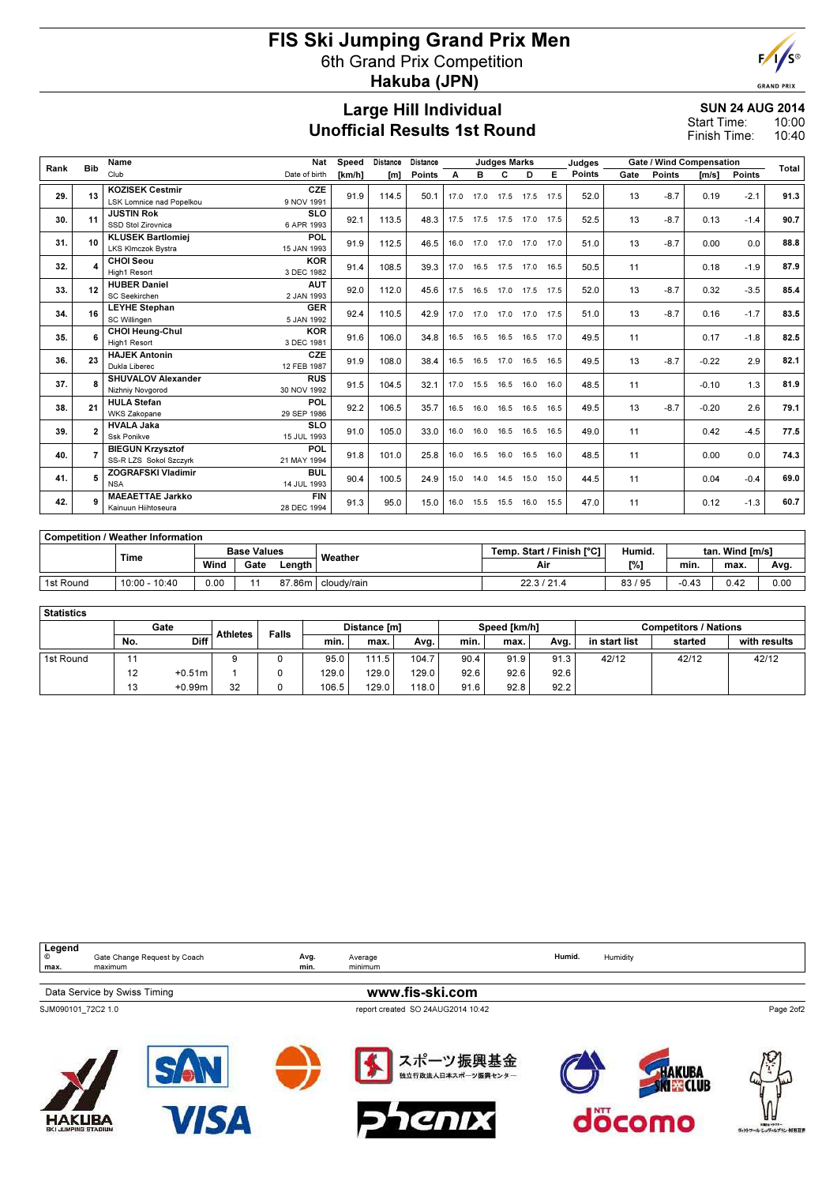# FIS Ski Jumping Grand Prix Men
## 6th Grand Prix Competition
## Hakuba (JPN)

## Large Hill Individual
## Unofficial Results 1st Round

**SUN 24 AUG 2014**
Start Time: 10:00
Finish Time: 10:40

| Rank | Bib | Name / Club | Nat / Date of birth | Speed [km/h] | Distance [m] | Distance Points | A | B | C | D | E | Judges Points | Gate | Gate Points | Wind [m/s] | Wind Points | Total |
|---|---|---|---|---|---|---|---|---|---|---|---|---|---|---|---|---|---|
| 29. | 13 | KOZISEK Cestmir / LSK Lomnice nad Popelkou | CZE / 9 NOV 1991 | 91.9 | 114.5 | 50.1 | 17.0 | 17.0 | 17.5 | 17.5 | 17.5 | 52.0 | 13 | -8.7 | 0.19 | -2.1 | 91.3 |
| 30. | 11 | JUSTIN Rok / SSD Stol Zirovnica | SLO / 6 APR 1993 | 92.1 | 113.5 | 48.3 | 17.5 | 17.5 | 17.5 | 17.0 | 17.5 | 52.5 | 13 | -8.7 | 0.13 | -1.4 | 90.7 |
| 31. | 10 | KLUSEK Bartlomiej / LKS Klmczok Bystra | POL / 15 JAN 1993 | 91.9 | 112.5 | 46.5 | 16.0 | 17.0 | 17.0 | 17.0 | 17.0 | 51.0 | 13 | -8.7 | 0.00 | 0.0 | 88.8 |
| 32. | 4 | CHOI Seou / High1 Resort | KOR / 3 DEC 1982 | 91.4 | 108.5 | 39.3 | 17.0 | 16.5 | 17.5 | 17.0 | 16.5 | 50.5 | 11 | | 0.18 | -1.9 | 87.9 |
| 33. | 12 | HUBER Daniel / SC Seekirchen | AUT / 2 JAN 1993 | 92.0 | 112.0 | 45.6 | 17.5 | 16.5 | 17.0 | 17.5 | 17.5 | 52.0 | 13 | -8.7 | 0.32 | -3.5 | 85.4 |
| 34. | 16 | LEYHE Stephan / SC Willingen | GER / 5 JAN 1992 | 92.4 | 110.5 | 42.9 | 17.0 | 17.0 | 17.0 | 17.0 | 17.5 | 51.0 | 13 | -8.7 | 0.16 | -1.7 | 83.5 |
| 35. | 6 | CHOI Heung-Chul / High1 Resort | KOR / 3 DEC 1981 | 91.6 | 106.0 | 34.8 | 16.5 | 16.5 | 16.5 | 16.5 | 17.0 | 49.5 | 11 | | 0.17 | -1.8 | 82.5 |
| 36. | 23 | HAJEK Antonin / Dukla Liberec | CZE / 12 FEB 1987 | 91.9 | 108.0 | 38.4 | 16.5 | 16.5 | 17.0 | 16.5 | 16.5 | 49.5 | 13 | -8.7 | -0.22 | 2.9 | 82.1 |
| 37. | 8 | SHUVALOV Alexander / Nizhniy Novgorod | RUS / 30 NOV 1992 | 91.5 | 104.5 | 32.1 | 17.0 | 15.5 | 16.5 | 16.0 | 16.0 | 48.5 | 11 | | -0.10 | 1.3 | 81.9 |
| 38. | 21 | HULA Stefan / WKS Zakopane | POL / 29 SEP 1986 | 92.2 | 106.5 | 35.7 | 16.5 | 16.0 | 16.5 | 16.5 | 16.5 | 49.5 | 13 | -8.7 | -0.20 | 2.6 | 79.1 |
| 39. | 2 | HVALA Jaka / Ssk Ponikve | SLO / 15 JUL 1993 | 91.0 | 105.0 | 33.0 | 16.0 | 16.0 | 16.5 | 16.5 | 16.5 | 49.0 | 11 | | 0.42 | -4.5 | 77.5 |
| 40. | 7 | BIEGUN Krzysztof / SS-R LZS Sokol Szczyrk | POL / 21 MAY 1994 | 91.8 | 101.0 | 25.8 | 16.0 | 16.5 | 16.0 | 16.5 | 16.0 | 48.5 | 11 | | 0.00 | 0.0 | 74.3 |
| 41. | 5 | ZOGRAFSKI Vladimir / NSA | BUL / 14 JUL 1993 | 90.4 | 100.5 | 24.9 | 15.0 | 14.0 | 14.5 | 15.0 | 15.0 | 44.5 | 11 | | 0.04 | -0.4 | 69.0 |
| 42. | 9 | MAEAETTAE Jarkko / Kainuun Hiihtoseura | FIN / 28 DEC 1994 | 91.3 | 95.0 | 15.0 | 16.0 | 15.5 | 15.5 | 16.0 | 15.5 | 47.0 | 11 | | 0.12 | -1.3 | 60.7 |

### Competition / Weather Information

| | Time | Base Values Wind | Base Values Gate | Base Values Length | Weather | Temp. Start / Finish [°C] Air | Humid. [%] | tan. Wind [m/s] min. | max. | Avg. |
|---|---|---|---|---|---|---|---|---|---|---|
| 1st Round | 10:00 - 10:40 | 0.00 | 11 | 87.86m | cloudy/rain | 22.3 / 21.4 | 83 / 95 | -0.43 | 0.42 | 0.00 |

### Statistics

| | Gate No. | Gate Diff | Athletes | Falls | Distance [m] min. | max. | Avg. | Speed [km/h] min. | max. | Avg. | in start list | started | with results |
|---|---|---|---|---|---|---|---|---|---|---|---|---|---|
| 1st Round | 11 | | 9 | 0 | 95.0 | 111.5 | 104.7 | 90.4 | 91.9 | 91.3 | 42/12 | 42/12 | 42/12 |
| | 12 | +0.51m | 1 | 0 | 129.0 | 129.0 | 129.0 | 92.6 | 92.6 | 92.6 | | | |
| | 13 | +0.99m | 32 | 0 | 106.5 | 129.0 | 118.0 | 91.6 | 92.8 | 92.2 | | | |

**Legend**
© Gate Change Request by Coach
max. maximum
Avg. Average
min. minimum
Humid. Humidity

Data Service by Swiss Timing — www.fis-ski.com

SJM090101_72C2 1.0 — report created SO 24AUG2014 10:42